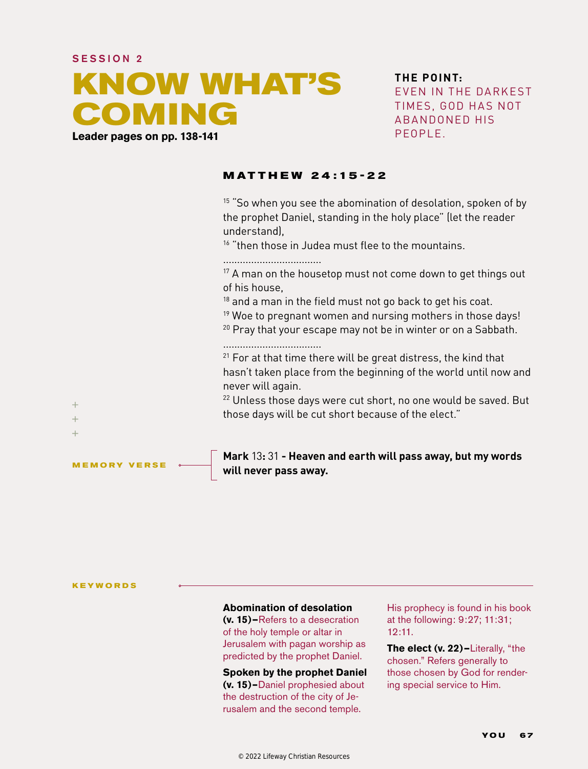SESSION 2

# KNOW WHAT'S COMING

**Leader pages on pp. 138-141**

**THE POINT:**
EVEN IN THE DARKEST TIMES, GOD HAS NOT ABANDONED HIS PEOPLE.

## MATTHEW 24:15-22

15 "So when you see the abomination of desolation, spoken of by the prophet Daniel, standing in the holy place" (let the reader understand),
16 "then those in Judea must flee to the mountains.

..................................

17 A man on the housetop must not come down to get things out of his house,
18 and a man in the field must not go back to get his coat.
19 Woe to pregnant women and nursing mothers in those days!
20 Pray that your escape may not be in winter or on a Sabbath.

..................................

21 For at that time there will be great distress, the kind that hasn't taken place from the beginning of the world until now and never will again.
22 Unless those days were cut short, no one would be saved. But those days will be cut short because of the elect."

**MEMORY VERSE**

**Mark** 13**:** 31 **- Heaven and earth will pass away, but my words will never pass away.**

**KEYWORDS**

**Abomination of desolation (v. 15)–**Refers to a desecration of the holy temple or altar in Jerusalem with pagan worship as predicted by the prophet Daniel.

**Spoken by the prophet Daniel (v. 15)–**Daniel prophesied about the destruction of the city of Jerusalem and the second temple. His prophecy is found in his book at the following: 9:27; 11:31; 12:11.

**The elect (v. 22)–**Literally, "the chosen." Refers generally to those chosen by God for rendering special service to Him.

© 2022 Lifeway Christian Resources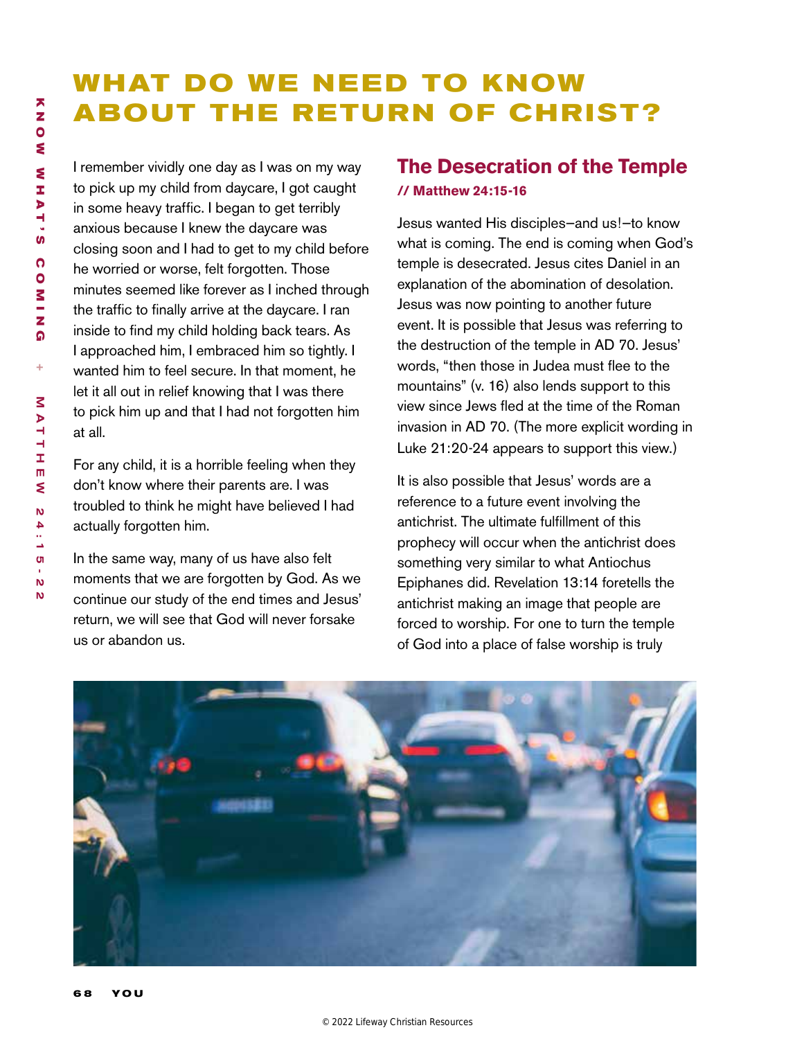# WHAT DO WE NEED TO KNOW ABOUT THE RETURN OF CHRIST?

I remember vividly one day as I was on my way to pick up my child from daycare, I got caught in some heavy traffic. I began to get terribly anxious because I knew the daycare was closing soon and I had to get to my child before he worried or worse, felt forgotten. Those minutes seemed like forever as I inched through the traffic to finally arrive at the daycare. I ran inside to find my child holding back tears. As I approached him, I embraced him so tightly. I wanted him to feel secure. In that moment, he let it all out in relief knowing that I was there to pick him up and that I had not forgotten him at all.

For any child, it is a horrible feeling when they don't know where their parents are. I was troubled to think he might have believed I had actually forgotten him.

In the same way, many of us have also felt moments that we are forgotten by God. As we continue our study of the end times and Jesus' return, we will see that God will never forsake us or abandon us.

## The Desecration of the Temple

**// Matthew 24:15-16**

Jesus wanted His disciples—and us!—to know what is coming. The end is coming when God's temple is desecrated. Jesus cites Daniel in an explanation of the abomination of desolation. Jesus was now pointing to another future event. It is possible that Jesus was referring to the destruction of the temple in AD 70. Jesus' words, "then those in Judea must flee to the mountains" (v. 16) also lends support to this view since Jews fled at the time of the Roman invasion in AD 70. (The more explicit wording in Luke 21:20-24 appears to support this view.)

It is also possible that Jesus' words are a reference to a future event involving the antichrist. The ultimate fulfillment of this prophecy will occur when the antichrist does something very similar to what Antiochus Epiphanes did. Revelation 13:14 foretells the antichrist making an image that people are forced to worship. For one to turn the temple of God into a place of false worship is truly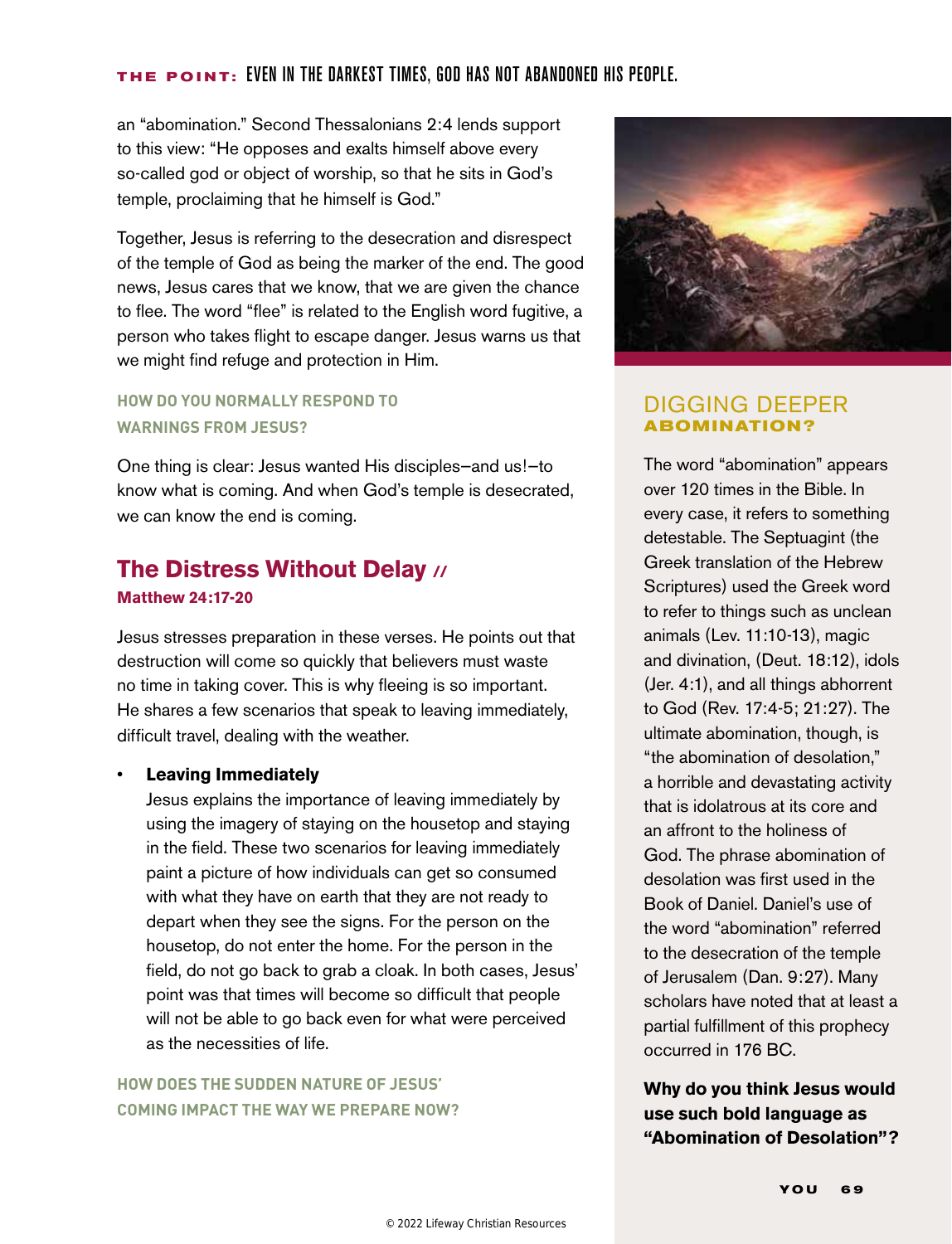**THE POINT:** EVEN IN THE DARKEST TIMES, GOD HAS NOT ABANDONED HIS PEOPLE.

an "abomination." Second Thessalonians 2:4 lends support to this view: "He opposes and exalts himself above every so-called god or object of worship, so that he sits in God's temple, proclaiming that he himself is God."

Together, Jesus is referring to the desecration and disrespect of the temple of God as being the marker of the end. The good news, Jesus cares that we know, that we are given the chance to flee. The word "flee" is related to the English word fugitive, a person who takes flight to escape danger. Jesus warns us that we might find refuge and protection in Him.

**HOW DO YOU NORMALLY RESPOND TO WARNINGS FROM JESUS?**

One thing is clear: Jesus wanted His disciples—and us!—to know what is coming. And when God's temple is desecrated, we can know the end is coming.

## The Distress Without Delay //

**Matthew 24:17-20**

Jesus stresses preparation in these verses. He points out that destruction will come so quickly that believers must waste no time in taking cover. This is why fleeing is so important. He shares a few scenarios that speak to leaving immediately, difficult travel, dealing with the weather.

- **Leaving Immediately**
  Jesus explains the importance of leaving immediately by using the imagery of staying on the housetop and staying in the field. These two scenarios for leaving immediately paint a picture of how individuals can get so consumed with what they have on earth that they are not ready to depart when they see the signs. For the person on the housetop, do not enter the home. For the person in the field, do not go back to grab a cloak. In both cases, Jesus' point was that times will become so difficult that people will not be able to go back even for what were perceived as the necessities of life.

**HOW DOES THE SUDDEN NATURE OF JESUS' COMING IMPACT THE WAY WE PREPARE NOW?**

### DIGGING DEEPER
**ABOMINATION?**

The word "abomination" appears over 120 times in the Bible. In every case, it refers to something detestable. The Septuagint (the Greek translation of the Hebrew Scriptures) used the Greek word to refer to things such as unclean animals (Lev. 11:10-13), magic and divination, (Deut. 18:12), idols (Jer. 4:1), and all things abhorrent to God (Rev. 17:4-5; 21:27). The ultimate abomination, though, is "the abomination of desolation," a horrible and devastating activity that is idolatrous at its core and an affront to the holiness of God. The phrase abomination of desolation was first used in the Book of Daniel. Daniel's use of the word "abomination" referred to the desecration of the temple of Jerusalem (Dan. 9:27). Many scholars have noted that at least a partial fulfillment of this prophecy occurred in 176 BC.

**Why do you think Jesus would use such bold language as "Abomination of Desolation"?**

© 2022 Lifeway Christian Resources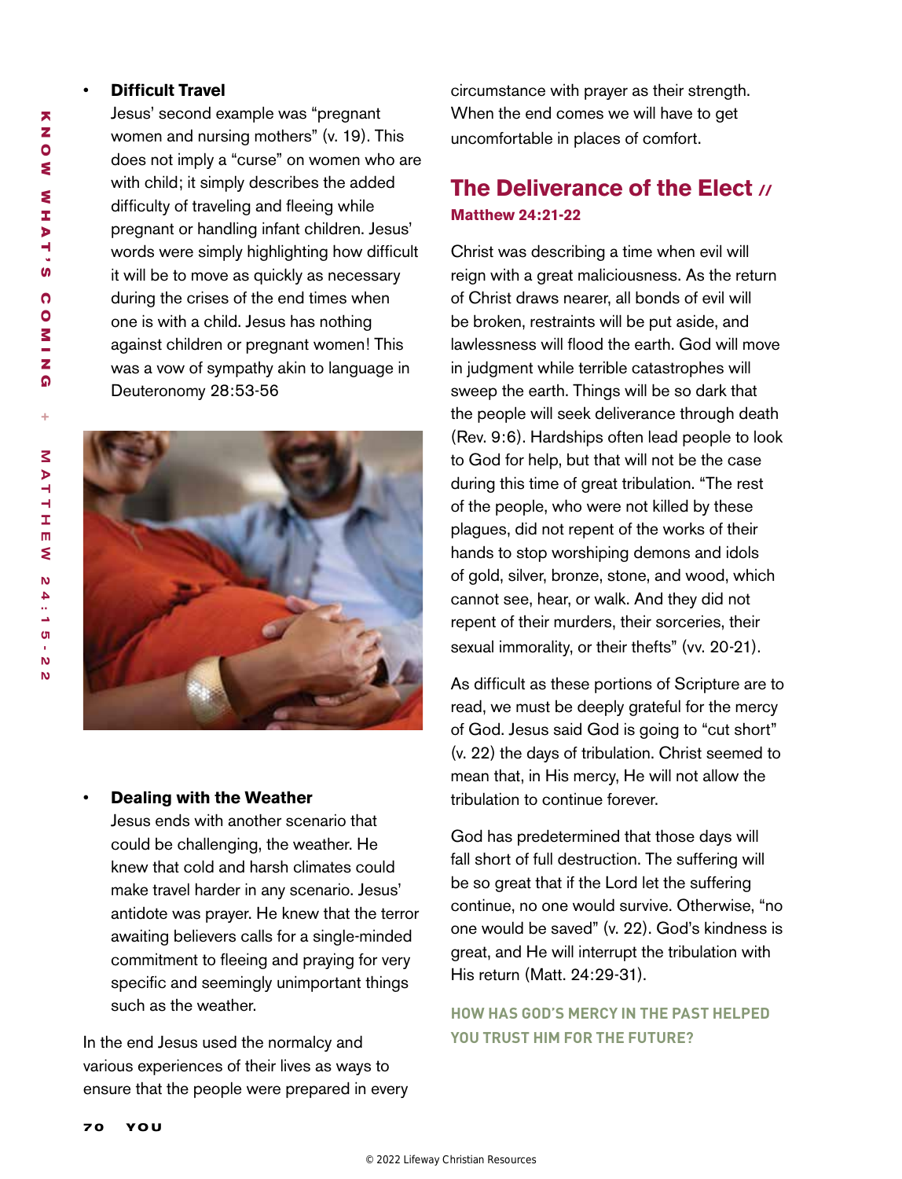- **Difficult Travel**
  Jesus' second example was "pregnant women and nursing mothers" (v. 19). This does not imply a "curse" on women who are with child; it simply describes the added difficulty of traveling and fleeing while pregnant or handling infant children. Jesus' words were simply highlighting how difficult it will be to move as quickly as necessary during the crises of the end times when one is with a child. Jesus has nothing against children or pregnant women! This was a vow of sympathy akin to language in Deuteronomy 28:53-56

- **Dealing with the Weather**
  Jesus ends with another scenario that could be challenging, the weather. He knew that cold and harsh climates could make travel harder in any scenario. Jesus' antidote was prayer. He knew that the terror awaiting believers calls for a single-minded commitment to fleeing and praying for very specific and seemingly unimportant things such as the weather.

In the end Jesus used the normalcy and various experiences of their lives as ways to ensure that the people were prepared in every circumstance with prayer as their strength. When the end comes we will have to get uncomfortable in places of comfort.

## The Deliverance of the Elect //

**Matthew 24:21-22**

Christ was describing a time when evil will reign with a great maliciousness. As the return of Christ draws nearer, all bonds of evil will be broken, restraints will be put aside, and lawlessness will flood the earth. God will move in judgment while terrible catastrophes will sweep the earth. Things will be so dark that the people will seek deliverance through death (Rev. 9:6). Hardships often lead people to look to God for help, but that will not be the case during this time of great tribulation. "The rest of the people, who were not killed by these plagues, did not repent of the works of their hands to stop worshiping demons and idols of gold, silver, bronze, stone, and wood, which cannot see, hear, or walk. And they did not repent of their murders, their sorceries, their sexual immorality, or their thefts" (vv. 20-21).

As difficult as these portions of Scripture are to read, we must be deeply grateful for the mercy of God. Jesus said God is going to "cut short" (v. 22) the days of tribulation. Christ seemed to mean that, in His mercy, He will not allow the tribulation to continue forever.

God has predetermined that those days will fall short of full destruction. The suffering will be so great that if the Lord let the suffering continue, no one would survive. Otherwise, "no one would be saved" (v. 22). God's kindness is great, and He will interrupt the tribulation with His return (Matt. 24:29-31).

**HOW HAS GOD'S MERCY IN THE PAST HELPED YOU TRUST HIM FOR THE FUTURE?**

© 2022 Lifeway Christian Resources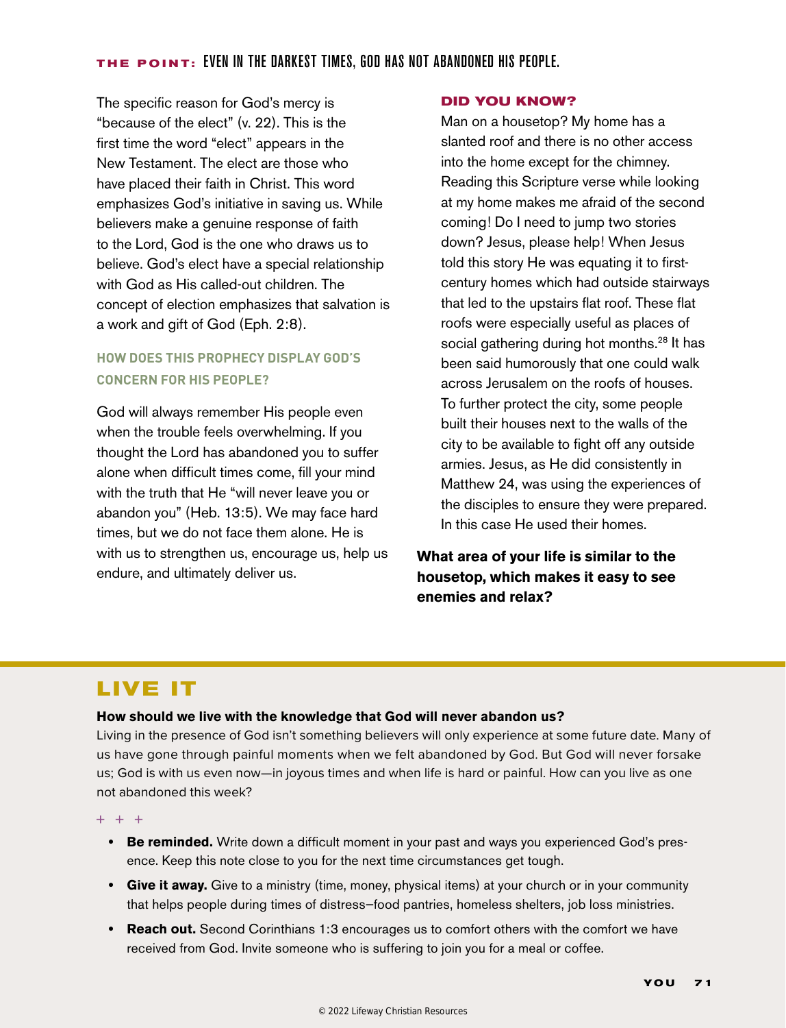**THE POINT:** EVEN IN THE DARKEST TIMES, GOD HAS NOT ABANDONED HIS PEOPLE.

The specific reason for God's mercy is "because of the elect" (v. 22). This is the first time the word "elect" appears in the New Testament. The elect are those who have placed their faith in Christ. This word emphasizes God's initiative in saving us. While believers make a genuine response of faith to the Lord, God is the one who draws us to believe. God's elect have a special relationship with God as His called-out children. The concept of election emphasizes that salvation is a work and gift of God (Eph. 2:8).

### HOW DOES THIS PROPHECY DISPLAY GOD'S CONCERN FOR HIS PEOPLE?

God will always remember His people even when the trouble feels overwhelming. If you thought the Lord has abandoned you to suffer alone when difficult times come, fill your mind with the truth that He "will never leave you or abandon you" (Heb. 13:5). We may face hard times, but we do not face them alone. He is with us to strengthen us, encourage us, help us endure, and ultimately deliver us.

### DID YOU KNOW?

Man on a housetop? My home has a slanted roof and there is no other access into the home except for the chimney. Reading this Scripture verse while looking at my home makes me afraid of the second coming! Do I need to jump two stories down? Jesus, please help! When Jesus told this story He was equating it to first-century homes which had outside stairways that led to the upstairs flat roof. These flat roofs were especially useful as places of social gathering during hot months.[28] It has been said humorously that one could walk across Jerusalem on the roofs of houses. To further protect the city, some people built their houses next to the walls of the city to be available to fight off any outside armies. Jesus, as He did consistently in Matthew 24, was using the experiences of the disciples to ensure they were prepared. In this case He used their homes.

**What area of your life is similar to the housetop, which makes it easy to see enemies and relax?**

## LIVE IT

**How should we live with the knowledge that God will never abandon us?**

Living in the presence of God isn't something believers will only experience at some future date. Many of us have gone through painful moments when we felt abandoned by God. But God will never forsake us; God is with us even now—in joyous times and when life is hard or painful. How can you live as one not abandoned this week?

+ + +

- **Be reminded.** Write down a difficult moment in your past and ways you experienced God's presence. Keep this note close to you for the next time circumstances get tough.
- **Give it away.** Give to a ministry (time, money, physical items) at your church or in your community that helps people during times of distress–food pantries, homeless shelters, job loss ministries.
- **Reach out.** Second Corinthians 1:3 encourages us to comfort others with the comfort we have received from God. Invite someone who is suffering to join you for a meal or coffee.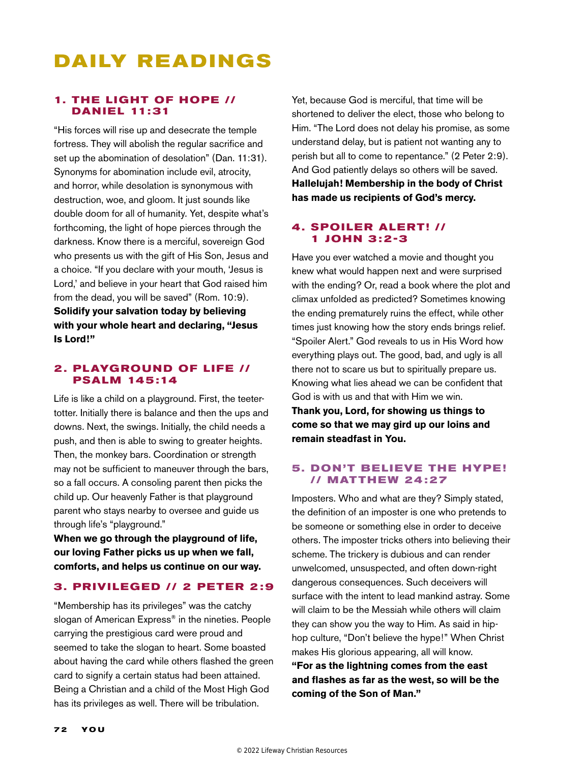# DAILY READINGS

### 1. THE LIGHT OF HOPE // DANIEL 11:31

"His forces will rise up and desecrate the temple fortress. They will abolish the regular sacrifice and set up the abomination of desolation" (Dan. 11:31). Synonyms for abomination include evil, atrocity, and horror, while desolation is synonymous with destruction, woe, and gloom. It just sounds like double doom for all of humanity. Yet, despite what's forthcoming, the light of hope pierces through the darkness. Know there is a merciful, sovereign God who presents us with the gift of His Son, Jesus and a choice. "If you declare with your mouth, 'Jesus is Lord,' and believe in your heart that God raised him from the dead, you will be saved" (Rom. 10:9).

**Solidify your salvation today by believing with your whole heart and declaring, "Jesus Is Lord!"**

### 2. PLAYGROUND OF LIFE // PSALM 145:14

Life is like a child on a playground. First, the teeter-totter. Initially there is balance and then the ups and downs. Next, the swings. Initially, the child needs a push, and then is able to swing to greater heights. Then, the monkey bars. Coordination or strength may not be sufficient to maneuver through the bars, so a fall occurs. A consoling parent then picks the child up. Our heavenly Father is that playground parent who stays nearby to oversee and guide us through life's "playground."

**When we go through the playground of life, our loving Father picks us up when we fall, comforts, and helps us continue on our way.**

### 3. PRIVILEGED // 2 PETER 2:9

"Membership has its privileges" was the catchy slogan of American Express® in the nineties. People carrying the prestigious card were proud and seemed to take the slogan to heart. Some boasted about having the card while others flashed the green card to signify a certain status had been attained. Being a Christian and a child of the Most High God has its privileges as well. There will be tribulation. Yet, because God is merciful, that time will be shortened to deliver the elect, those who belong to Him. "The Lord does not delay his promise, as some understand delay, but is patient not wanting any to perish but all to come to repentance." (2 Peter 2:9). And God patiently delays so others will be saved.

**Hallelujah! Membership in the body of Christ has made us recipients of God's mercy.**

### 4. SPOILER ALERT! // 1 JOHN 3:2-3

Have you ever watched a movie and thought you knew what would happen next and were surprised with the ending? Or, read a book where the plot and climax unfolded as predicted? Sometimes knowing the ending prematurely ruins the effect, while other times just knowing how the story ends brings relief. "Spoiler Alert." God reveals to us in His Word how everything plays out. The good, bad, and ugly is all there not to scare us but to spiritually prepare us. Knowing what lies ahead we can be confident that God is with us and that with Him we win.

**Thank you, Lord, for showing us things to come so that we may gird up our loins and remain steadfast in You.**

### 5. DON'T BELIEVE THE HYPE! // MATTHEW 24:27

Imposters. Who and what are they? Simply stated, the definition of an imposter is one who pretends to be someone or something else in order to deceive others. The imposter tricks others into believing their scheme. The trickery is dubious and can render unwelcomed, unsuspected, and often down-right dangerous consequences. Such deceivers will surface with the intent to lead mankind astray. Some will claim to be the Messiah while others will claim they can show you the way to Him. As said in hip-hop culture, "Don't believe the hype!" When Christ makes His glorious appearing, all will know.

**"For as the lightning comes from the east and flashes as far as the west, so will be the coming of the Son of Man."**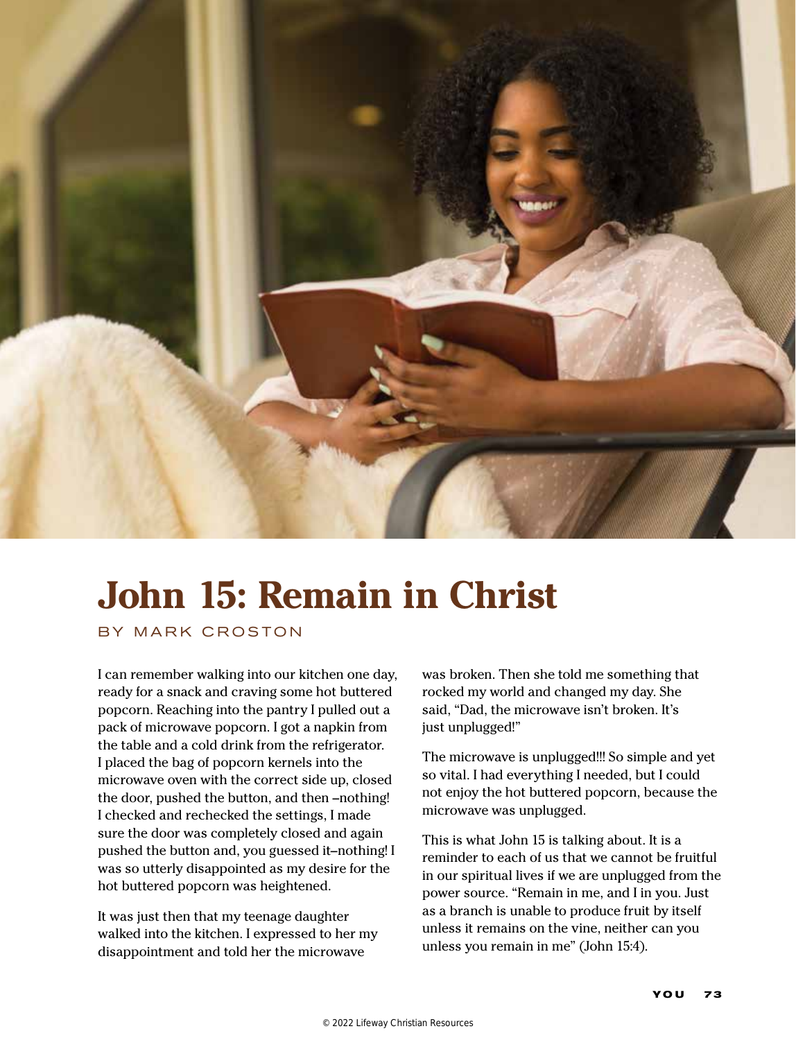# John 15: Remain in Christ

BY MARK CROSTON

I can remember walking into our kitchen one day, ready for a snack and craving some hot buttered popcorn. Reaching into the pantry I pulled out a pack of microwave popcorn. I got a napkin from the table and a cold drink from the refrigerator. I placed the bag of popcorn kernels into the microwave oven with the correct side up, closed the door, pushed the button, and then –nothing! I checked and rechecked the settings, I made sure the door was completely closed and again pushed the button and, you guessed it–nothing! I was so utterly disappointed as my desire for the hot buttered popcorn was heightened.

It was just then that my teenage daughter walked into the kitchen. I expressed to her my disappointment and told her the microwave was broken. Then she told me something that rocked my world and changed my day. She said, "Dad, the microwave isn't broken. It's just unplugged!"

The microwave is unplugged!!! So simple and yet so vital. I had everything I needed, but I could not enjoy the hot buttered popcorn, because the microwave was unplugged.

This is what John 15 is talking about. It is a reminder to each of us that we cannot be fruitful in our spiritual lives if we are unplugged from the power source. "Remain in me, and I in you. Just as a branch is unable to produce fruit by itself unless it remains on the vine, neither can you unless you remain in me" (John 15:4).

© 2022 Lifeway Christian Resources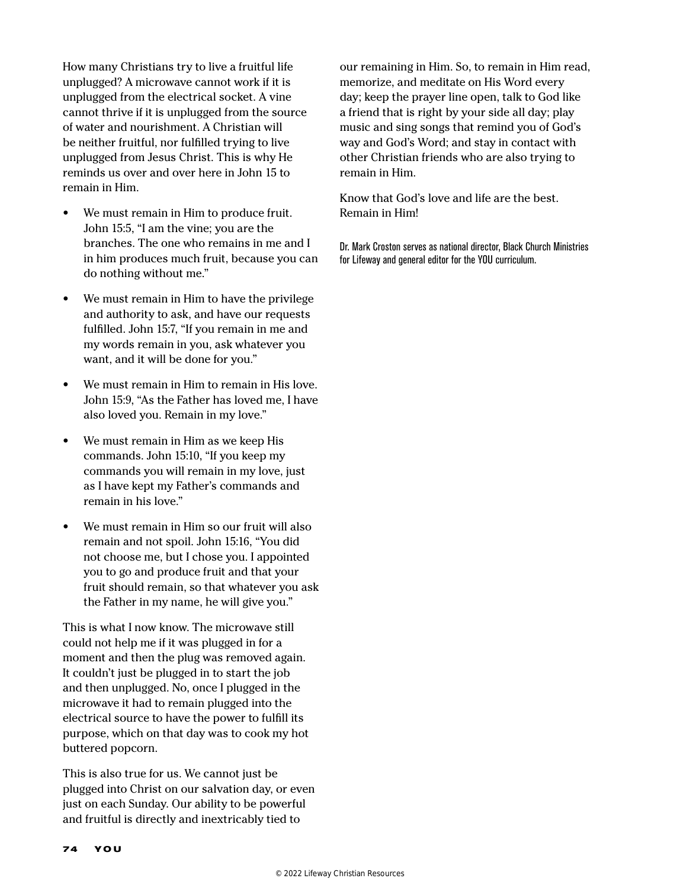How many Christians try to live a fruitful life unplugged? A microwave cannot work if it is unplugged from the electrical socket. A vine cannot thrive if it is unplugged from the source of water and nourishment. A Christian will be neither fruitful, nor fulfilled trying to live unplugged from Jesus Christ. This is why He reminds us over and over here in John 15 to remain in Him.

- We must remain in Him to produce fruit. John 15:5, "I am the vine; you are the branches. The one who remains in me and I in him produces much fruit, because you can do nothing without me."
- We must remain in Him to have the privilege and authority to ask, and have our requests fulfilled. John 15:7, "If you remain in me and my words remain in you, ask whatever you want, and it will be done for you."
- We must remain in Him to remain in His love. John 15:9, "As the Father has loved me, I have also loved you. Remain in my love."
- We must remain in Him as we keep His commands. John 15:10, "If you keep my commands you will remain in my love, just as I have kept my Father's commands and remain in his love."
- We must remain in Him so our fruit will also remain and not spoil. John 15:16, "You did not choose me, but I chose you. I appointed you to go and produce fruit and that your fruit should remain, so that whatever you ask the Father in my name, he will give you."

This is what I now know. The microwave still could not help me if it was plugged in for a moment and then the plug was removed again. It couldn't just be plugged in to start the job and then unplugged. No, once I plugged in the microwave it had to remain plugged into the electrical source to have the power to fulfill its purpose, which on that day was to cook my hot buttered popcorn.

This is also true for us. We cannot just be plugged into Christ on our salvation day, or even just on each Sunday. Our ability to be powerful and fruitful is directly and inextricably tied to our remaining in Him. So, to remain in Him read, memorize, and meditate on His Word every day; keep the prayer line open, talk to God like a friend that is right by your side all day; play music and sing songs that remind you of God's way and God's Word; and stay in contact with other Christian friends who are also trying to remain in Him.

Know that God's love and life are the best. Remain in Him!

Dr. Mark Croston serves as national director, Black Church Ministries for Lifeway and general editor for the YOU curriculum.